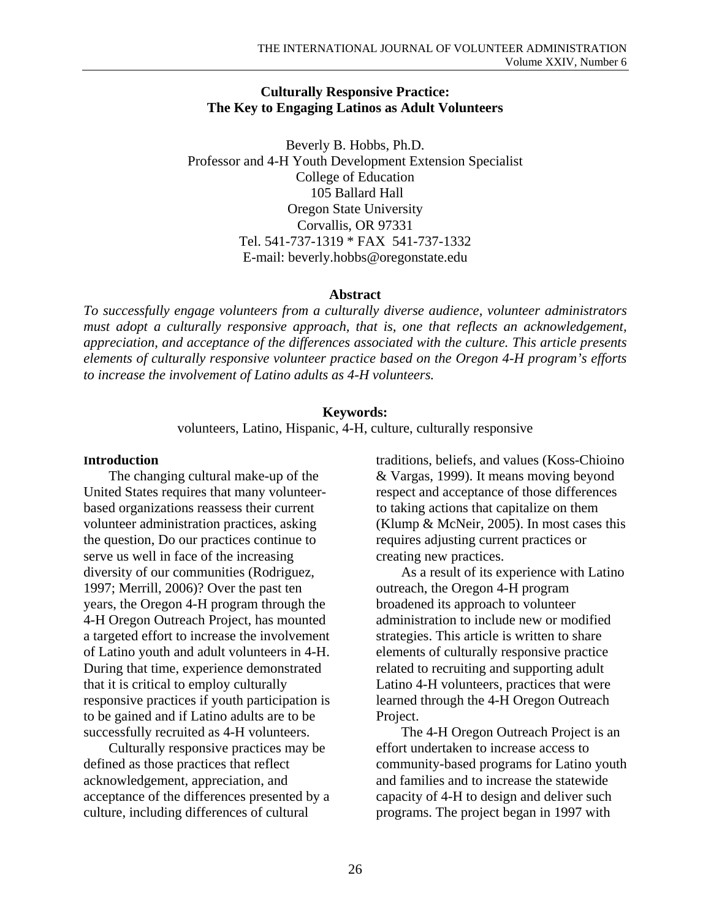# Culturally Responsive Practice: The Key to Engaging Latinos as Adult Volunteers

Beverly B. Hobbs, Ph.D.
Professor and 4-H Youth Development Extension Specialist
College of Education
105 Ballard Hall
Oregon State University
Corvallis, OR 97331
Tel. 541-737-1319 * FAX 541-737-1332
E-mail: beverly.hobbs@oregonstate.edu

## Abstract

*To successfully engage volunteers from a culturally diverse audience, volunteer administrators must adopt a culturally responsive approach, that is, one that reflects an acknowledgement, appreciation, and acceptance of the differences associated with the culture. This article presents elements of culturally responsive volunteer practice based on the Oregon 4-H program's efforts to increase the involvement of Latino adults as 4-H volunteers.*

**Keywords:**
volunteers, Latino, Hispanic, 4-H, culture, culturally responsive

## Introduction

The changing cultural make-up of the United States requires that many volunteer-based organizations reassess their current volunteer administration practices, asking the question, Do our practices continue to serve us well in face of the increasing diversity of our communities (Rodriguez, 1997; Merrill, 2006)? Over the past ten years, the Oregon 4-H program through the 4-H Oregon Outreach Project, has mounted a targeted effort to increase the involvement of Latino youth and adult volunteers in 4-H. During that time, experience demonstrated that it is critical to employ culturally responsive practices if youth participation is to be gained and if Latino adults are to be successfully recruited as 4-H volunteers.

Culturally responsive practices may be defined as those practices that reflect acknowledgement, appreciation, and acceptance of the differences presented by a culture, including differences of cultural traditions, beliefs, and values (Koss-Chioino & Vargas, 1999). It means moving beyond respect and acceptance of those differences to taking actions that capitalize on them (Klump & McNeir, 2005). In most cases this requires adjusting current practices or creating new practices.

As a result of its experience with Latino outreach, the Oregon 4-H program broadened its approach to volunteer administration to include new or modified strategies. This article is written to share elements of culturally responsive practice related to recruiting and supporting adult Latino 4-H volunteers, practices that were learned through the 4-H Oregon Outreach Project.

The 4-H Oregon Outreach Project is an effort undertaken to increase access to community-based programs for Latino youth and families and to increase the statewide capacity of 4-H to design and deliver such programs. The project began in 1997 with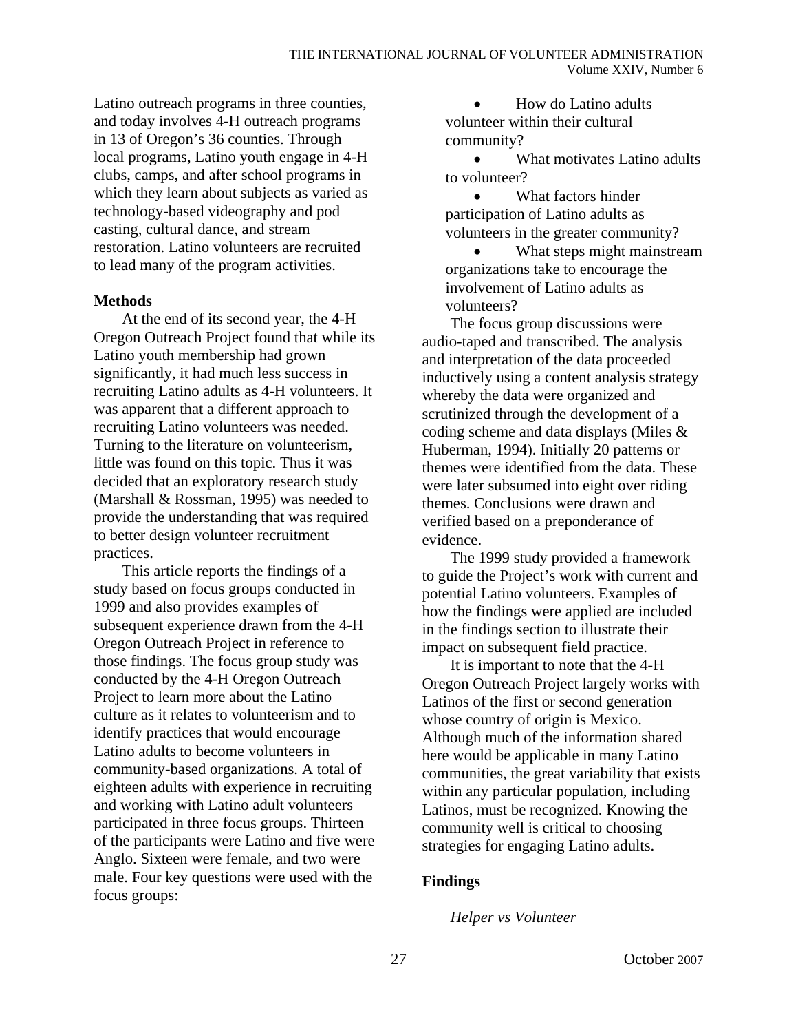Latino outreach programs in three counties, and today involves 4-H outreach programs in 13 of Oregon's 36 counties. Through local programs, Latino youth engage in 4-H clubs, camps, and after school programs in which they learn about subjects as varied as technology-based videography and pod casting, cultural dance, and stream restoration. Latino volunteers are recruited to lead many of the program activities.

**Methods**

At the end of its second year, the 4-H Oregon Outreach Project found that while its Latino youth membership had grown significantly, it had much less success in recruiting Latino adults as 4-H volunteers. It was apparent that a different approach to recruiting Latino volunteers was needed. Turning to the literature on volunteerism, little was found on this topic. Thus it was decided that an exploratory research study (Marshall & Rossman, 1995) was needed to provide the understanding that was required to better design volunteer recruitment practices.

This article reports the findings of a study based on focus groups conducted in 1999 and also provides examples of subsequent experience drawn from the 4-H Oregon Outreach Project in reference to those findings. The focus group study was conducted by the 4-H Oregon Outreach Project to learn more about the Latino culture as it relates to volunteerism and to identify practices that would encourage Latino adults to become volunteers in community-based organizations. A total of eighteen adults with experience in recruiting and working with Latino adult volunteers participated in three focus groups. Thirteen of the participants were Latino and five were Anglo. Sixteen were female, and two were male. Four key questions were used with the focus groups:

- How do Latino adults volunteer within their cultural community?
- What motivates Latino adults to volunteer?
- What factors hinder participation of Latino adults as volunteers in the greater community?
- What steps might mainstream organizations take to encourage the involvement of Latino adults as volunteers?

The focus group discussions were audio-taped and transcribed. The analysis and interpretation of the data proceeded inductively using a content analysis strategy whereby the data were organized and scrutinized through the development of a coding scheme and data displays (Miles & Huberman, 1994). Initially 20 patterns or themes were identified from the data. These were later subsumed into eight over riding themes. Conclusions were drawn and verified based on a preponderance of evidence.

The 1999 study provided a framework to guide the Project's work with current and potential Latino volunteers. Examples of how the findings were applied are included in the findings section to illustrate their impact on subsequent field practice.

It is important to note that the 4-H Oregon Outreach Project largely works with Latinos of the first or second generation whose country of origin is Mexico. Although much of the information shared here would be applicable in many Latino communities, the great variability that exists within any particular population, including Latinos, must be recognized. Knowing the community well is critical to choosing strategies for engaging Latino adults.

**Findings**

*Helper vs Volunteer*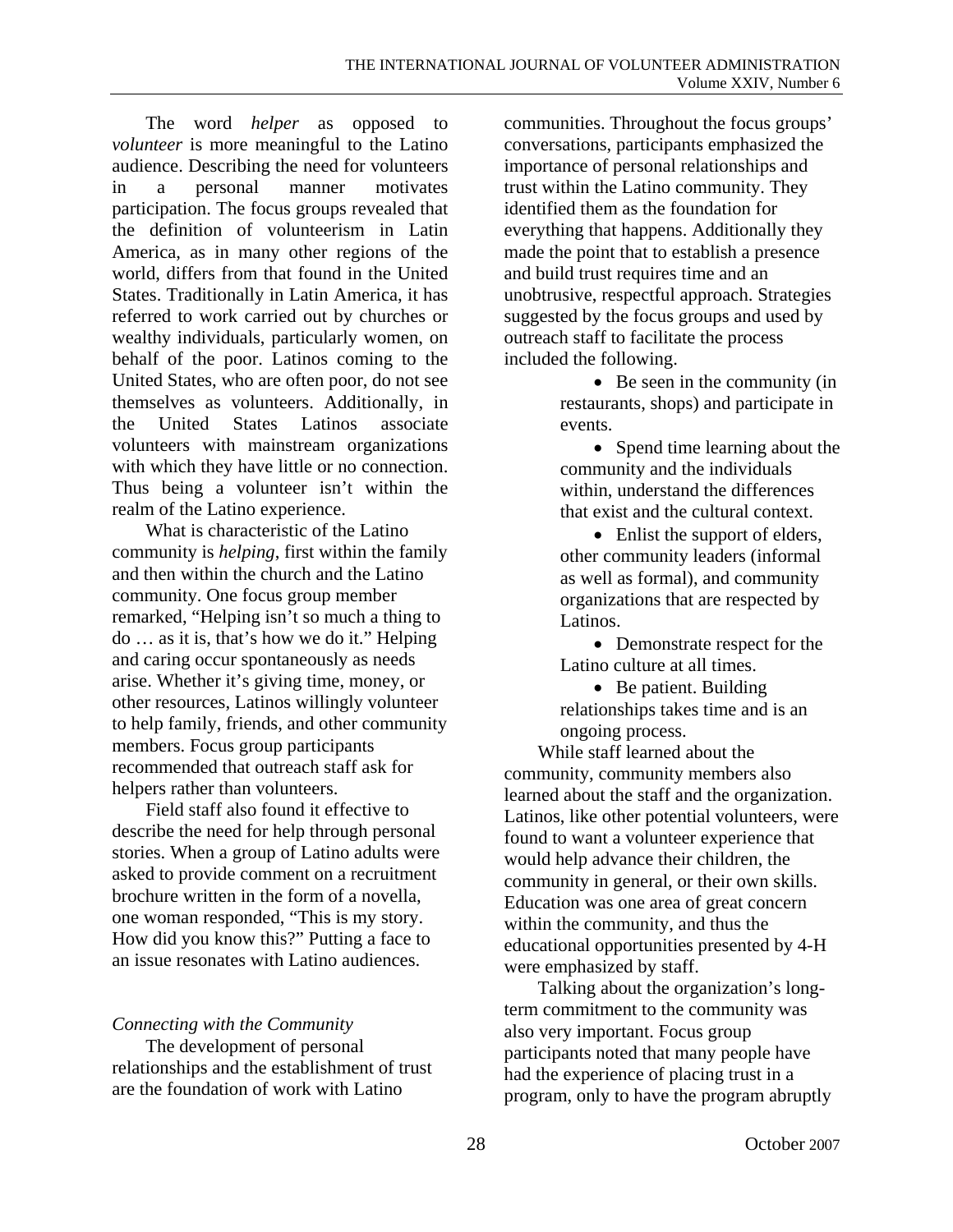The word *helper* as opposed to *volunteer* is more meaningful to the Latino audience. Describing the need for volunteers in a personal manner motivates participation. The focus groups revealed that the definition of volunteerism in Latin America, as in many other regions of the world, differs from that found in the United States. Traditionally in Latin America, it has referred to work carried out by churches or wealthy individuals, particularly women, on behalf of the poor. Latinos coming to the United States, who are often poor, do not see themselves as volunteers. Additionally, in the United States Latinos associate volunteers with mainstream organizations with which they have little or no connection. Thus being a volunteer isn't within the realm of the Latino experience.

What is characteristic of the Latino community is *helping*, first within the family and then within the church and the Latino community. One focus group member remarked, "Helping isn't so much a thing to do … as it is, that's how we do it." Helping and caring occur spontaneously as needs arise. Whether it's giving time, money, or other resources, Latinos willingly volunteer to help family, friends, and other community members. Focus group participants recommended that outreach staff ask for helpers rather than volunteers.

Field staff also found it effective to describe the need for help through personal stories. When a group of Latino adults were asked to provide comment on a recruitment brochure written in the form of a novella, one woman responded, "This is my story. How did you know this?" Putting a face to an issue resonates with Latino audiences.

*Connecting with the Community*

The development of personal relationships and the establishment of trust are the foundation of work with Latino communities. Throughout the focus groups' conversations, participants emphasized the importance of personal relationships and trust within the Latino community. They identified them as the foundation for everything that happens. Additionally they made the point that to establish a presence and build trust requires time and an unobtrusive, respectful approach. Strategies suggested by the focus groups and used by outreach staff to facilitate the process included the following.

- Be seen in the community (in restaurants, shops) and participate in events.
- Spend time learning about the community and the individuals within, understand the differences that exist and the cultural context.
- Enlist the support of elders, other community leaders (informal as well as formal), and community organizations that are respected by Latinos.
- Demonstrate respect for the Latino culture at all times.
- Be patient. Building relationships takes time and is an ongoing process.

While staff learned about the community, community members also learned about the staff and the organization. Latinos, like other potential volunteers, were found to want a volunteer experience that would help advance their children, the community in general, or their own skills. Education was one area of great concern within the community, and thus the educational opportunities presented by 4-H were emphasized by staff.

Talking about the organization's long-term commitment to the community was also very important. Focus group participants noted that many people have had the experience of placing trust in a program, only to have the program abruptly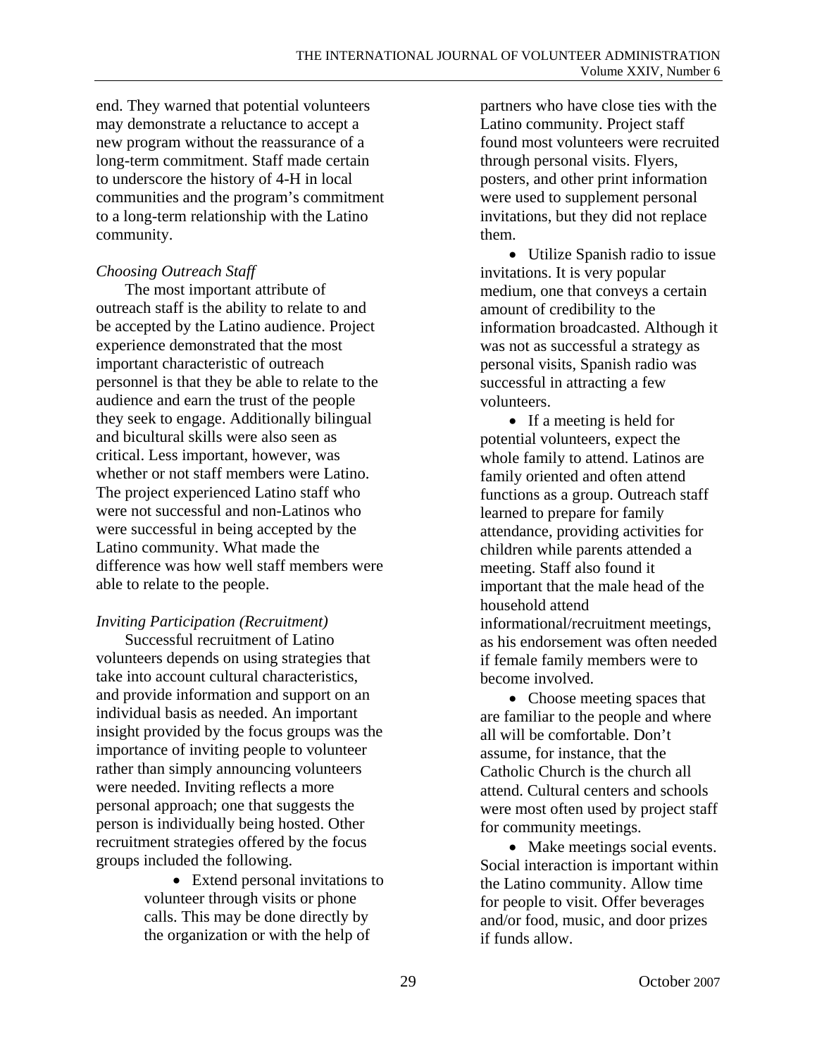end. They warned that potential volunteers may demonstrate a reluctance to accept a new program without the reassurance of a long-term commitment. Staff made certain to underscore the history of 4-H in local communities and the program's commitment to a long-term relationship with the Latino community.

*Choosing Outreach Staff*

The most important attribute of outreach staff is the ability to relate to and be accepted by the Latino audience. Project experience demonstrated that the most important characteristic of outreach personnel is that they be able to relate to the audience and earn the trust of the people they seek to engage. Additionally bilingual and bicultural skills were also seen as critical. Less important, however, was whether or not staff members were Latino. The project experienced Latino staff who were not successful and non-Latinos who were successful in being accepted by the Latino community. What made the difference was how well staff members were able to relate to the people.

*Inviting Participation (Recruitment)*

Successful recruitment of Latino volunteers depends on using strategies that take into account cultural characteristics, and provide information and support on an individual basis as needed. An important insight provided by the focus groups was the importance of inviting people to volunteer rather than simply announcing volunteers were needed. Inviting reflects a more personal approach; one that suggests the person is individually being hosted. Other recruitment strategies offered by the focus groups included the following.

- Extend personal invitations to volunteer through visits or phone calls. This may be done directly by the organization or with the help of partners who have close ties with the Latino community. Project staff found most volunteers were recruited through personal visits. Flyers, posters, and other print information were used to supplement personal invitations, but they did not replace them.
- Utilize Spanish radio to issue invitations. It is very popular medium, one that conveys a certain amount of credibility to the information broadcasted. Although it was not as successful a strategy as personal visits, Spanish radio was successful in attracting a few volunteers.
- If a meeting is held for potential volunteers, expect the whole family to attend. Latinos are family oriented and often attend functions as a group. Outreach staff learned to prepare for family attendance, providing activities for children while parents attended a meeting. Staff also found it important that the male head of the household attend informational/recruitment meetings, as his endorsement was often needed if female family members were to become involved.
- Choose meeting spaces that are familiar to the people and where all will be comfortable. Don't assume, for instance, that the Catholic Church is the church all attend. Cultural centers and schools were most often used by project staff for community meetings.
- Make meetings social events. Social interaction is important within the Latino community. Allow time for people to visit. Offer beverages and/or food, music, and door prizes if funds allow.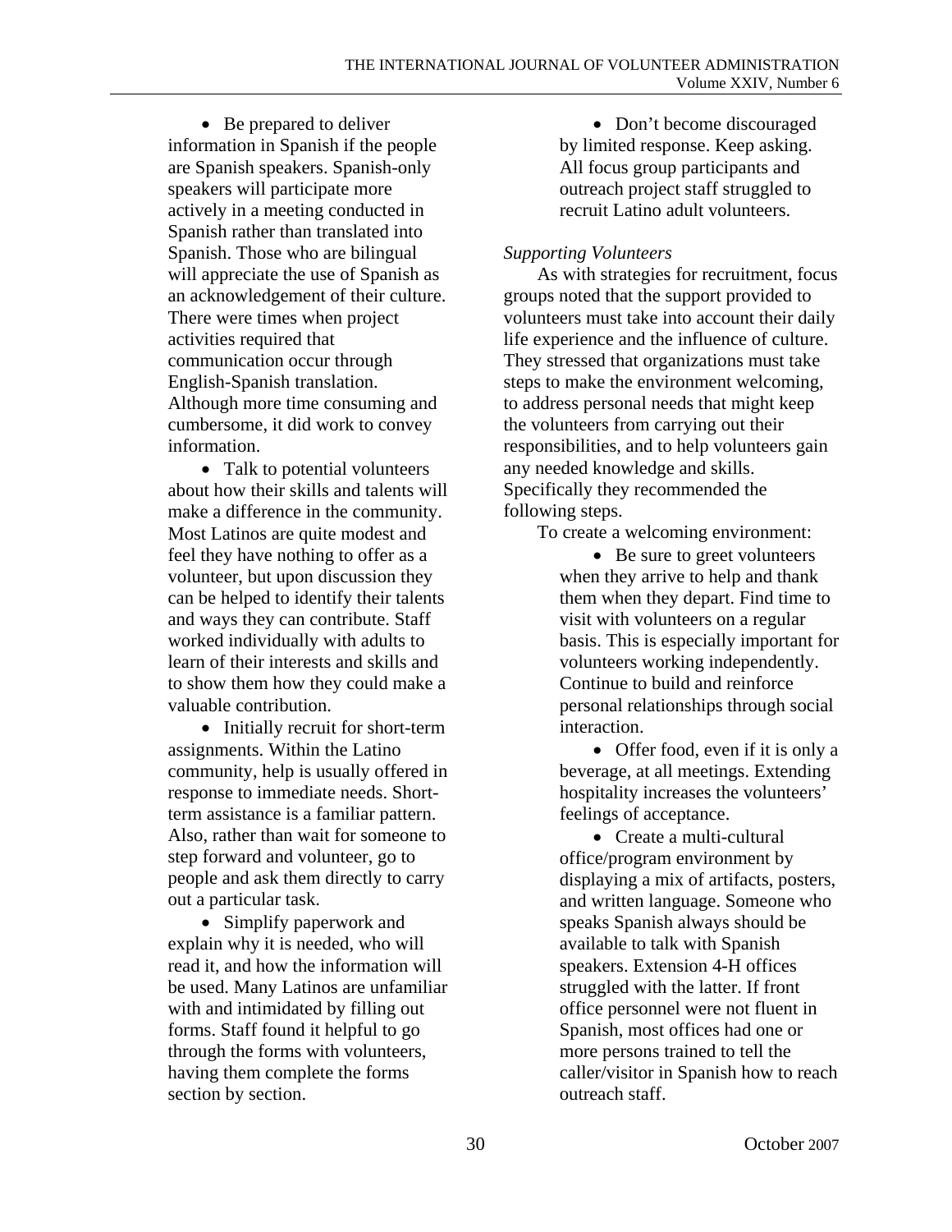- Be prepared to deliver information in Spanish if the people are Spanish speakers. Spanish-only speakers will participate more actively in a meeting conducted in Spanish rather than translated into Spanish. Those who are bilingual will appreciate the use of Spanish as an acknowledgement of their culture. There were times when project activities required that communication occur through English-Spanish translation. Although more time consuming and cumbersome, it did work to convey information.

- Talk to potential volunteers about how their skills and talents will make a difference in the community. Most Latinos are quite modest and feel they have nothing to offer as a volunteer, but upon discussion they can be helped to identify their talents and ways they can contribute. Staff worked individually with adults to learn of their interests and skills and to show them how they could make a valuable contribution.

- Initially recruit for short-term assignments. Within the Latino community, help is usually offered in response to immediate needs. Short-term assistance is a familiar pattern. Also, rather than wait for someone to step forward and volunteer, go to people and ask them directly to carry out a particular task.

- Simplify paperwork and explain why it is needed, who will read it, and how the information will be used. Many Latinos are unfamiliar with and intimidated by filling out forms. Staff found it helpful to go through the forms with volunteers, having them complete the forms section by section.

- Don't become discouraged by limited response. Keep asking. All focus group participants and outreach project staff struggled to recruit Latino adult volunteers.

*Supporting Volunteers*

As with strategies for recruitment, focus groups noted that the support provided to volunteers must take into account their daily life experience and the influence of culture. They stressed that organizations must take steps to make the environment welcoming, to address personal needs that might keep the volunteers from carrying out their responsibilities, and to help volunteers gain any needed knowledge and skills. Specifically they recommended the following steps.

To create a welcoming environment:

- Be sure to greet volunteers when they arrive to help and thank them when they depart. Find time to visit with volunteers on a regular basis. This is especially important for volunteers working independently. Continue to build and reinforce personal relationships through social interaction.

- Offer food, even if it is only a beverage, at all meetings. Extending hospitality increases the volunteers' feelings of acceptance.

- Create a multi-cultural office/program environment by displaying a mix of artifacts, posters, and written language. Someone who speaks Spanish always should be available to talk with Spanish speakers. Extension 4-H offices struggled with the latter. If front office personnel were not fluent in Spanish, most offices had one or more persons trained to tell the caller/visitor in Spanish how to reach outreach staff.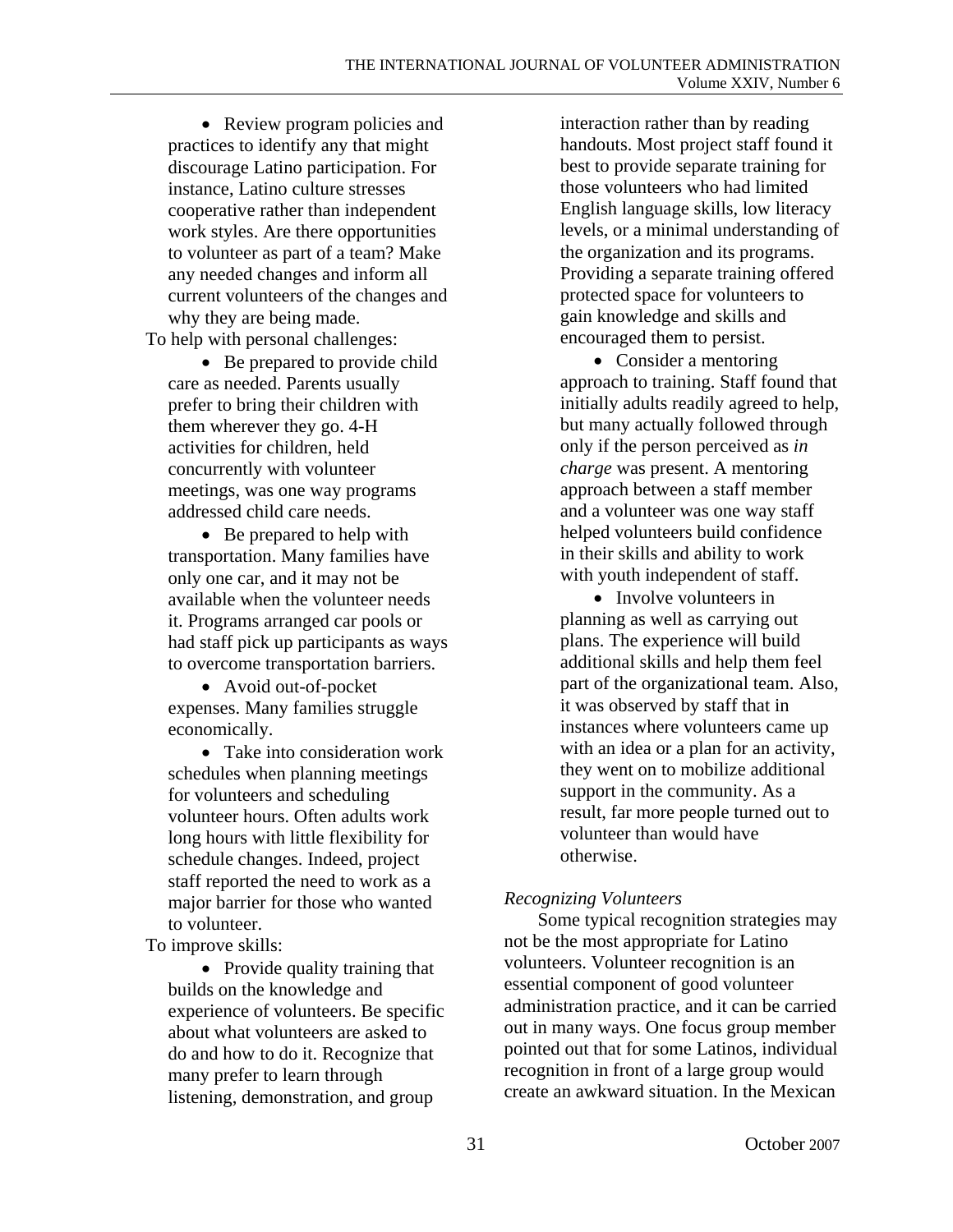- Review program policies and practices to identify any that might discourage Latino participation. For instance, Latino culture stresses cooperative rather than independent work styles. Are there opportunities to volunteer as part of a team? Make any needed changes and inform all current volunteers of the changes and why they are being made.

To help with personal challenges:

- Be prepared to provide child care as needed. Parents usually prefer to bring their children with them wherever they go. 4-H activities for children, held concurrently with volunteer meetings, was one way programs addressed child care needs.
- Be prepared to help with transportation. Many families have only one car, and it may not be available when the volunteer needs it. Programs arranged car pools or had staff pick up participants as ways to overcome transportation barriers.
- Avoid out-of-pocket expenses. Many families struggle economically.
- Take into consideration work schedules when planning meetings for volunteers and scheduling volunteer hours. Often adults work long hours with little flexibility for schedule changes. Indeed, project staff reported the need to work as a major barrier for those who wanted to volunteer.

To improve skills:

- Provide quality training that builds on the knowledge and experience of volunteers. Be specific about what volunteers are asked to do and how to do it. Recognize that many prefer to learn through listening, demonstration, and group interaction rather than by reading handouts. Most project staff found it best to provide separate training for those volunteers who had limited English language skills, low literacy levels, or a minimal understanding of the organization and its programs. Providing a separate training offered protected space for volunteers to gain knowledge and skills and encouraged them to persist.
- Consider a mentoring approach to training. Staff found that initially adults readily agreed to help, but many actually followed through only if the person perceived as *in charge* was present. A mentoring approach between a staff member and a volunteer was one way staff helped volunteers build confidence in their skills and ability to work with youth independent of staff.
- Involve volunteers in planning as well as carrying out plans. The experience will build additional skills and help them feel part of the organizational team. Also, it was observed by staff that in instances where volunteers came up with an idea or a plan for an activity, they went on to mobilize additional support in the community. As a result, far more people turned out to volunteer than would have otherwise.

*Recognizing Volunteers*

Some typical recognition strategies may not be the most appropriate for Latino volunteers. Volunteer recognition is an essential component of good volunteer administration practice, and it can be carried out in many ways. One focus group member pointed out that for some Latinos, individual recognition in front of a large group would create an awkward situation. In the Mexican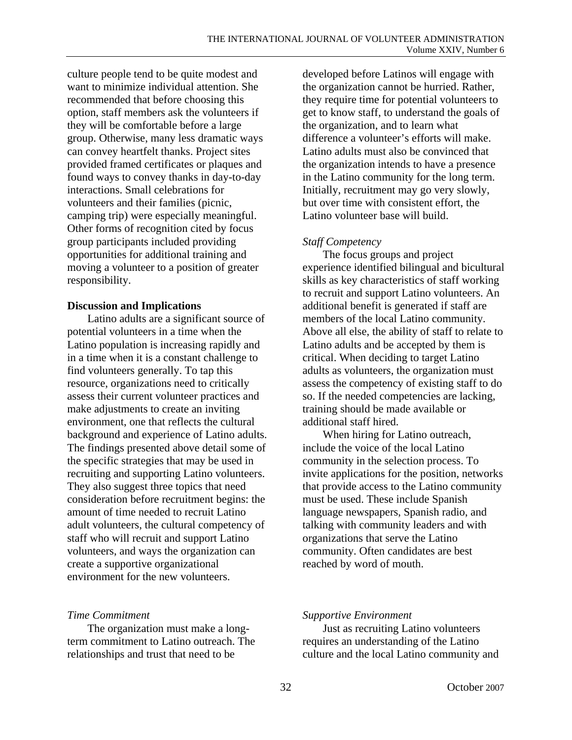culture people tend to be quite modest and want to minimize individual attention. She recommended that before choosing this option, staff members ask the volunteers if they will be comfortable before a large group. Otherwise, many less dramatic ways can convey heartfelt thanks. Project sites provided framed certificates or plaques and found ways to convey thanks in day-to-day interactions. Small celebrations for volunteers and their families (picnic, camping trip) were especially meaningful. Other forms of recognition cited by focus group participants included providing opportunities for additional training and moving a volunteer to a position of greater responsibility.

**Discussion and Implications**

Latino adults are a significant source of potential volunteers in a time when the Latino population is increasing rapidly and in a time when it is a constant challenge to find volunteers generally. To tap this resource, organizations need to critically assess their current volunteer practices and make adjustments to create an inviting environment, one that reflects the cultural background and experience of Latino adults. The findings presented above detail some of the specific strategies that may be used in recruiting and supporting Latino volunteers. They also suggest three topics that need consideration before recruitment begins: the amount of time needed to recruit Latino adult volunteers, the cultural competency of staff who will recruit and support Latino volunteers, and ways the organization can create a supportive organizational environment for the new volunteers.

*Time Commitment*

The organization must make a long-term commitment to Latino outreach. The relationships and trust that need to be developed before Latinos will engage with the organization cannot be hurried. Rather, they require time for potential volunteers to get to know staff, to understand the goals of the organization, and to learn what difference a volunteer's efforts will make. Latino adults must also be convinced that the organization intends to have a presence in the Latino community for the long term. Initially, recruitment may go very slowly, but over time with consistent effort, the Latino volunteer base will build.

*Staff Competency*

The focus groups and project experience identified bilingual and bicultural skills as key characteristics of staff working to recruit and support Latino volunteers. An additional benefit is generated if staff are members of the local Latino community. Above all else, the ability of staff to relate to Latino adults and be accepted by them is critical. When deciding to target Latino adults as volunteers, the organization must assess the competency of existing staff to do so. If the needed competencies are lacking, training should be made available or additional staff hired.

When hiring for Latino outreach, include the voice of the local Latino community in the selection process. To invite applications for the position, networks that provide access to the Latino community must be used. These include Spanish language newspapers, Spanish radio, and talking with community leaders and with organizations that serve the Latino community. Often candidates are best reached by word of mouth.

*Supportive Environment*

Just as recruiting Latino volunteers requires an understanding of the Latino culture and the local Latino community and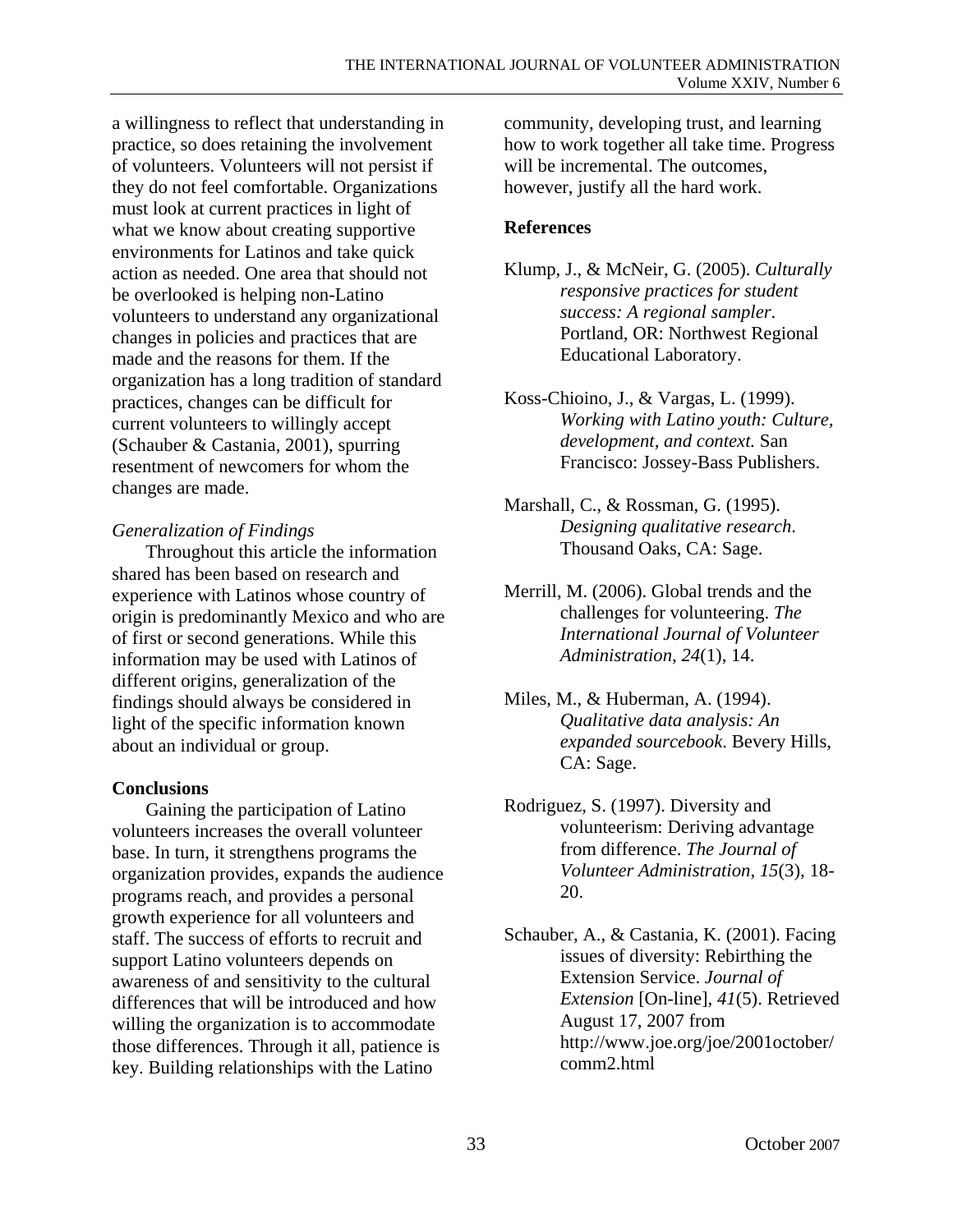a willingness to reflect that understanding in practice, so does retaining the involvement of volunteers. Volunteers will not persist if they do not feel comfortable. Organizations must look at current practices in light of what we know about creating supportive environments for Latinos and take quick action as needed. One area that should not be overlooked is helping non-Latino volunteers to understand any organizational changes in policies and practices that are made and the reasons for them. If the organization has a long tradition of standard practices, changes can be difficult for current volunteers to willingly accept (Schauber & Castania, 2001), spurring resentment of newcomers for whom the changes are made.

*Generalization of Findings*

Throughout this article the information shared has been based on research and experience with Latinos whose country of origin is predominantly Mexico and who are of first or second generations. While this information may be used with Latinos of different origins, generalization of the findings should always be considered in light of the specific information known about an individual or group.

## Conclusions

Gaining the participation of Latino volunteers increases the overall volunteer base. In turn, it strengthens programs the organization provides, expands the audience programs reach, and provides a personal growth experience for all volunteers and staff. The success of efforts to recruit and support Latino volunteers depends on awareness of and sensitivity to the cultural differences that will be introduced and how willing the organization is to accommodate those differences. Through it all, patience is key. Building relationships with the Latino community, developing trust, and learning how to work together all take time. Progress will be incremental. The outcomes, however, justify all the hard work.

## References

Klump, J., & McNeir, G. (2005). *Culturally responsive practices for student success: A regional sampler.* Portland, OR: Northwest Regional Educational Laboratory.

Koss-Chioino, J., & Vargas, L. (1999). *Working with Latino youth: Culture, development, and context.* San Francisco: Jossey-Bass Publishers.

Marshall, C., & Rossman, G. (1995). *Designing qualitative research*. Thousand Oaks, CA: Sage.

Merrill, M. (2006). Global trends and the challenges for volunteering. *The International Journal of Volunteer Administration*, *24*(1), 14.

Miles, M., & Huberman, A. (1994). *Qualitative data analysis: An expanded sourcebook*. Bevery Hills, CA: Sage.

Rodriguez, S. (1997). Diversity and volunteerism: Deriving advantage from difference. *The Journal of Volunteer Administration*, *15*(3), 18-20.

Schauber, A., & Castania, K. (2001). Facing issues of diversity: Rebirthing the Extension Service. *Journal of Extension* [On-line], *41*(5). Retrieved August 17, 2007 from http://www.joe.org/joe/2001october/comm2.html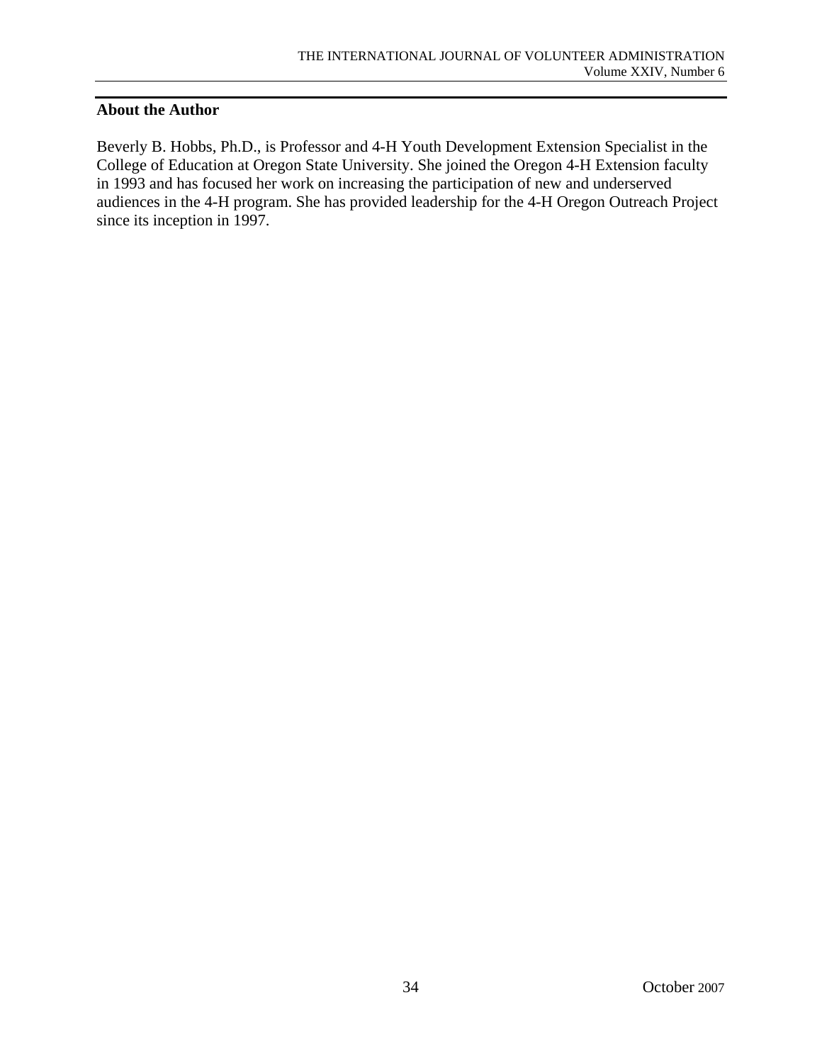## About the Author

Beverly B. Hobbs, Ph.D., is Professor and 4-H Youth Development Extension Specialist in the College of Education at Oregon State University. She joined the Oregon 4-H Extension faculty in 1993 and has focused her work on increasing the participation of new and underserved audiences in the 4-H program. She has provided leadership for the 4-H Oregon Outreach Project since its inception in 1997.